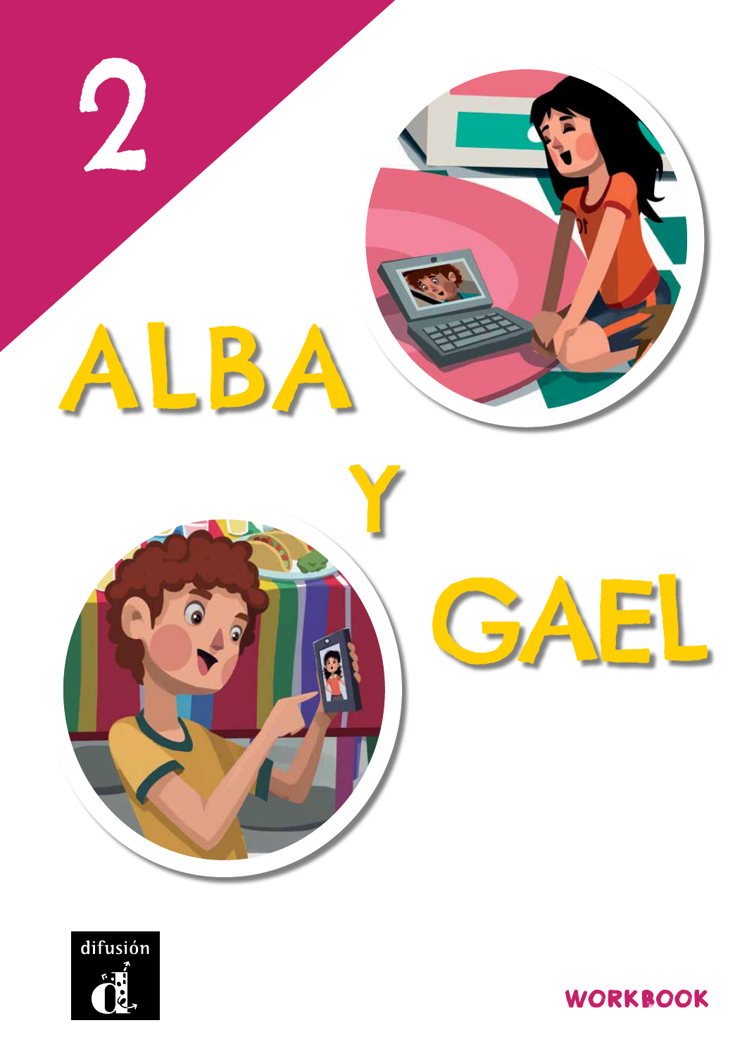# 2

# ALBA Y GAEL

difusión

WORKBOOK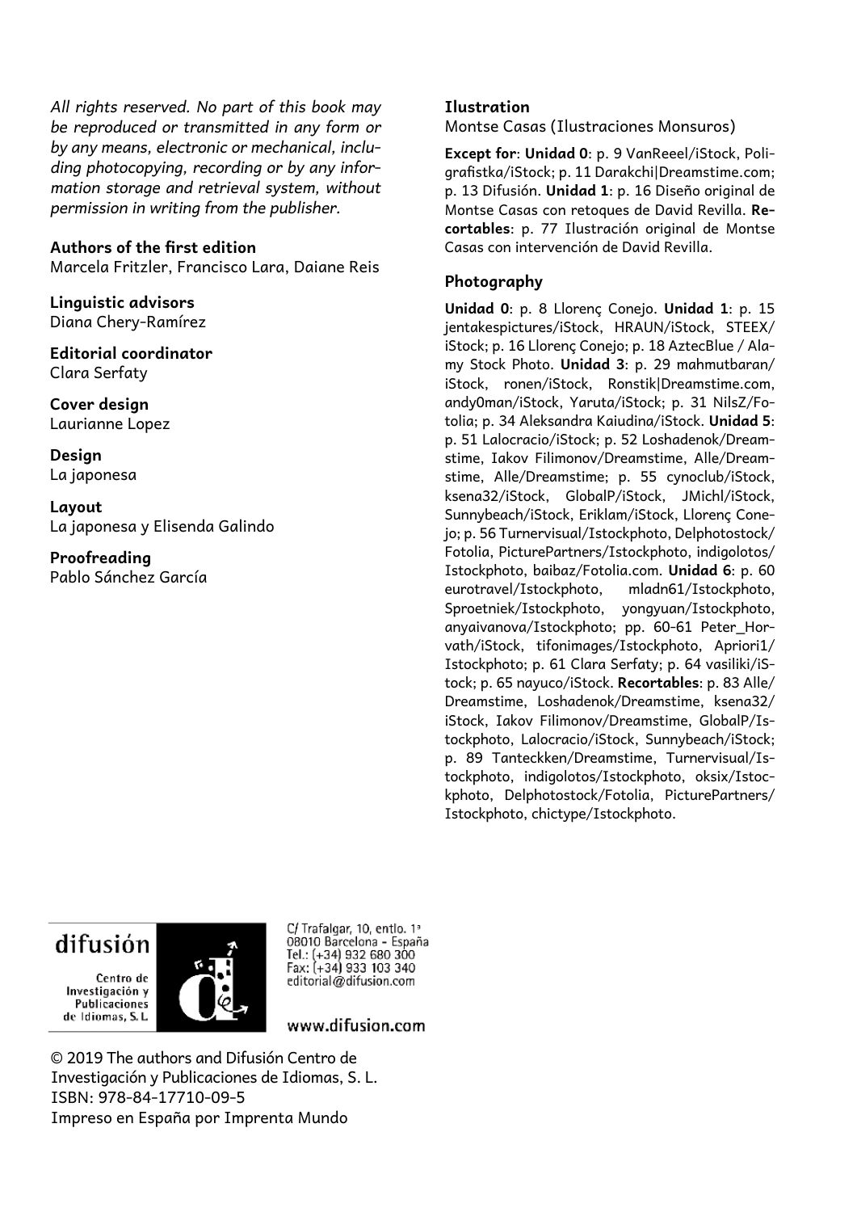*All rights reserved. No part of this book may be reproduced or transmitted in any form or by any means, electronic or mechanical, including photocopying, recording or by any information storage and retrieval system, without permission in writing from the publisher.*

**Authors of the first edition**
Marcela Fritzler, Francisco Lara, Daiane Reis

**Linguistic advisors**
Diana Chery-Ramírez

**Editorial coordinator**
Clara Serfaty

**Cover design**
Laurianne Lopez

**Design**
La japonesa

**Layout**
La japonesa y Elisenda Galindo

**Proofreading**
Pablo Sánchez García

**Ilustration**
Montse Casas (Ilustraciones Monsuros)

**Except for**: **Unidad 0**: p. 9 VanReeel/iStock, Poligrafistka/iStock; p. 11 Darakchi|Dreamstime.com; p. 13 Difusión. **Unidad 1**: p. 16 Diseño original de Montse Casas con retoques de David Revilla. **Recortables**: p. 77 Ilustración original de Montse Casas con intervención de David Revilla.

**Photography**

**Unidad 0**: p. 8 Llorenç Conejo. **Unidad 1**: p. 15 jentakespictures/iStock, HRAUN/iStock, STEEX/iStock; p. 16 Llorenç Conejo; p. 18 AztecBlue / Alamy Stock Photo. **Unidad 3**: p. 29 mahmutbaran/iStock, ronen/iStock, Ronstik|Dreamstime.com, andy0man/iStock, Yaruta/iStock; p. 31 NilsZ/Fotolia; p. 34 Aleksandra Kaiudina/iStock. **Unidad 5**: p. 51 Lalocracio/iStock; p. 52 Loshadenok/Dreamstime, Iakov Filimonov/Dreamstime, Alle/Dreamstime, Alle/Dreamstime; p. 55 cynoclub/iStock, ksena32/iStock, GlobalP/iStock, JMichl/iStock, Sunnybeach/iStock, Eriklam/iStock, Llorenç Conejo; p. 56 Turnervisual/Istockphoto, Delphotostock/Fotolia, PicturePartners/Istockphoto, indigolotos/Istockphoto, baibaz/Fotolia.com. **Unidad 6**: p. 60 eurotravel/Istockphoto, mladn61/Istockphoto, Sproetniek/Istockphoto, yongyuan/Istockphoto, anyaivanova/Istockphoto; pp. 60-61 Peter_Horvath/iStock, tifonimages/Istockphoto, Apriori1/Istockphoto; p. 61 Clara Serfaty; p. 64 vasiliki/iStock; p. 65 nayuco/iStock. **Recortables**: p. 83 Alle/Dreamstime, Loshadenok/Dreamstime, ksena32/iStock, Iakov Filimonov/Dreamstime, GlobalP/Istockphoto, Lalocracio/iStock, Sunnybeach/iStock; p. 89 Tanteckken/Dreamstime, Turnervisual/Istockphoto, indigolotos/Istockphoto, oksix/Istockphoto, Delphotostock/Fotolia, PicturePartners/Istockphoto, chictype/Istockphoto.

difusión
Centro de Investigación y Publicaciones de Idiomas, S. L.

C/ Trafalgar, 10, entlo. 1ª
08010 Barcelona - España
Tel.: (+34) 932 680 300
Fax: (+34) 933 103 340
editorial@difusion.com

www.difusion.com

© 2019 The authors and Difusión Centro de Investigación y Publicaciones de Idiomas, S. L.
ISBN: 978-84-17710-09-5
Impreso en España por Imprenta Mundo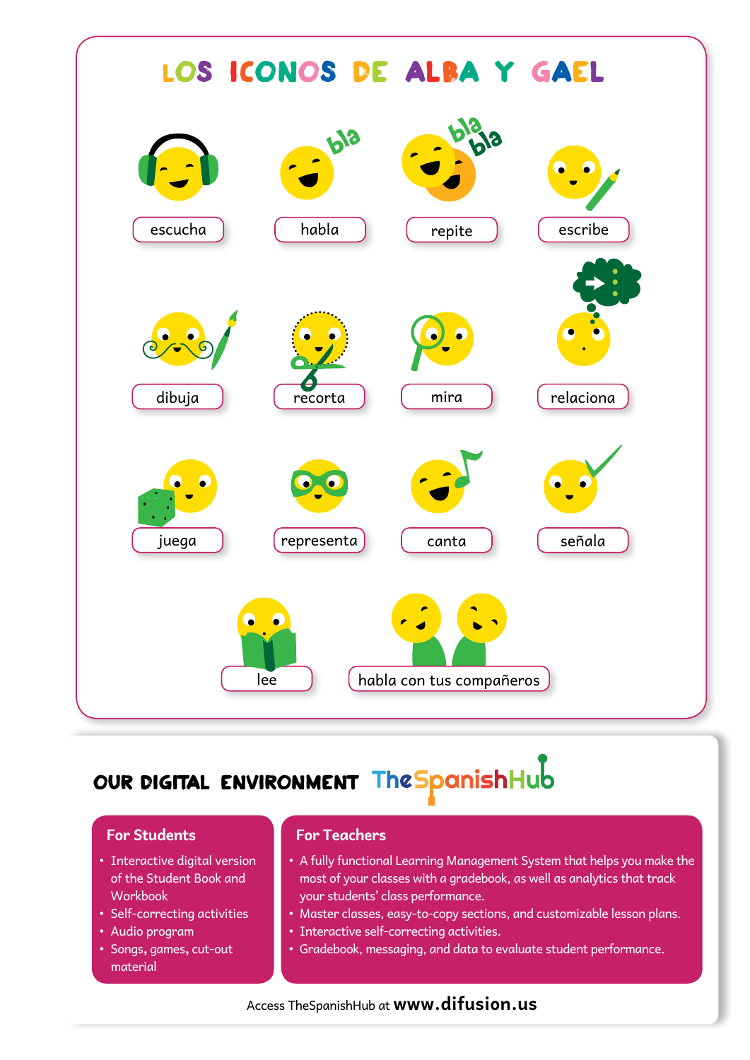# LOS ICONOS DE ALBA Y GAEL

escucha

habla

repite

escribe

dibuja

recorta

mira

relaciona

juega

representa

canta

señala

lee

habla con tus compañeros

## OUR DIGITAL ENVIRONMENT TheSpanishHub

### For Students

- Interactive digital version of the Student Book and Workbook
- Self-correcting activities
- Audio program
- Songs, games, cut-out material

### For Teachers

- A fully functional Learning Management System that helps you make the most of your classes with a gradebook, as well as analytics that track your students' class performance.
- Master classes, easy-to-copy sections, and customizable lesson plans.
- Interactive self-correcting activities.
- Gradebook, messaging, and data to evaluate student performance.

Access TheSpanishHub at **www.difusion.us**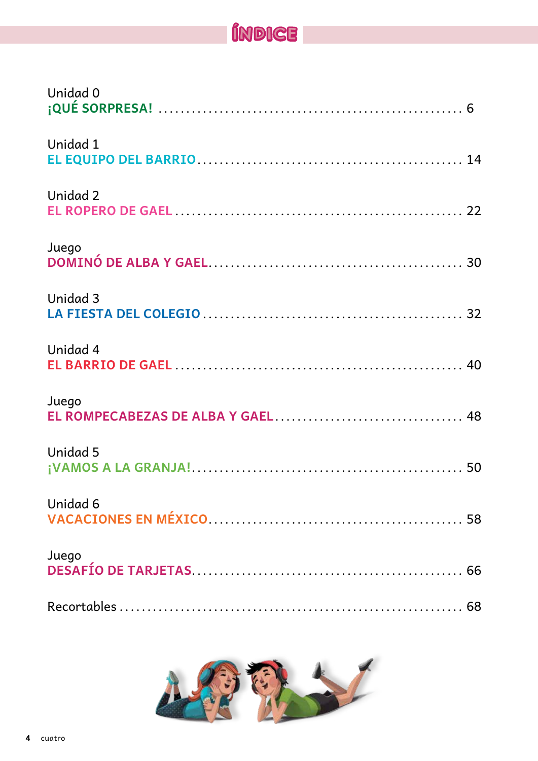# ÍNDICE

Unidad 0
**¡QUÉ SORPRESA!** .......................................................... 6

Unidad 1
**EL EQUIPO DEL BARRIO** .................................................. 14

Unidad 2
**EL ROPERO DE GAEL** ...................................................... 22

Juego
**DOMINÓ DE ALBA Y GAEL** ................................................ 30

Unidad 3
**LA FIESTA DEL COLEGIO** ................................................. 32

Unidad 4
**EL BARRIO DE GAEL** ...................................................... 40

Juego
**EL ROMPECABEZAS DE ALBA Y GAEL** .................................. 48

Unidad 5
**¡VAMOS A LA GRANJA!** ................................................... 50

Unidad 6
**VACACIONES EN MÉXICO** ................................................ 58

Juego
**DESAFÍO DE TARJETAS** .................................................. 66

Recortables ................................................................ 68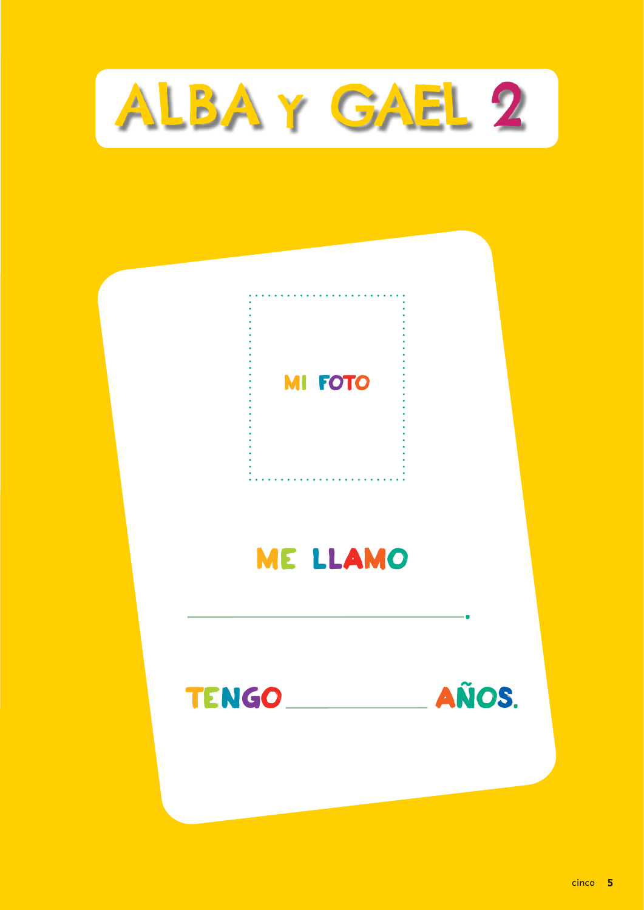# ALBA Y GAEL 2

MI FOTO

ME LLAMO

______________________.

TENGO __________ AÑOS.